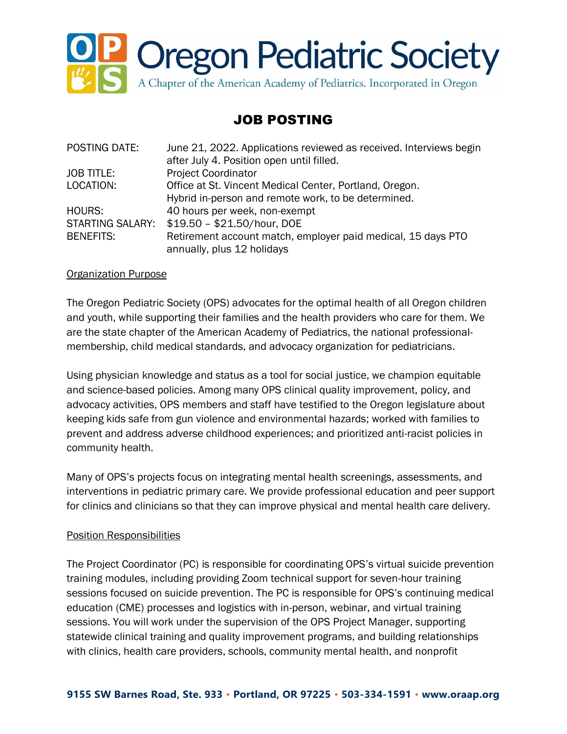# Oregon Pediatric Society

A Chapter of the American Academy of Pediatrics. Incorporated in Oregon

## JOB POSTING

| | |
|---|---|
| POSTING DATE: | June 21, 2022. Applications reviewed as received. Interviews begin after July 4. Position open until filled. |
| JOB TITLE: | Project Coordinator |
| LOCATION: | Office at St. Vincent Medical Center, Portland, Oregon. Hybrid in-person and remote work, to be determined. |
| HOURS: | 40 hours per week, non-exempt |
| STARTING SALARY: | $19.50 – $21.50/hour, DOE |
| BENEFITS: | Retirement account match, employer paid medical, 15 days PTO annually, plus 12 holidays |

### Organization Purpose

The Oregon Pediatric Society (OPS) advocates for the optimal health of all Oregon children and youth, while supporting their families and the health providers who care for them. We are the state chapter of the American Academy of Pediatrics, the national professional-membership, child medical standards, and advocacy organization for pediatricians.

Using physician knowledge and status as a tool for social justice, we champion equitable and science-based policies. Among many OPS clinical quality improvement, policy, and advocacy activities, OPS members and staff have testified to the Oregon legislature about keeping kids safe from gun violence and environmental hazards; worked with families to prevent and address adverse childhood experiences; and prioritized anti-racist policies in community health.

Many of OPS's projects focus on integrating mental health screenings, assessments, and interventions in pediatric primary care. We provide professional education and peer support for clinics and clinicians so that they can improve physical and mental health care delivery.

### Position Responsibilities

The Project Coordinator (PC) is responsible for coordinating OPS's virtual suicide prevention training modules, including providing Zoom technical support for seven-hour training sessions focused on suicide prevention. The PC is responsible for OPS's continuing medical education (CME) processes and logistics with in-person, webinar, and virtual training sessions. You will work under the supervision of the OPS Project Manager, supporting statewide clinical training and quality improvement programs, and building relationships with clinics, health care providers, schools, community mental health, and nonprofit

9155 SW Barnes Road, Ste. 933 • Portland, OR 97225 • 503-334-1591 • www.oraap.org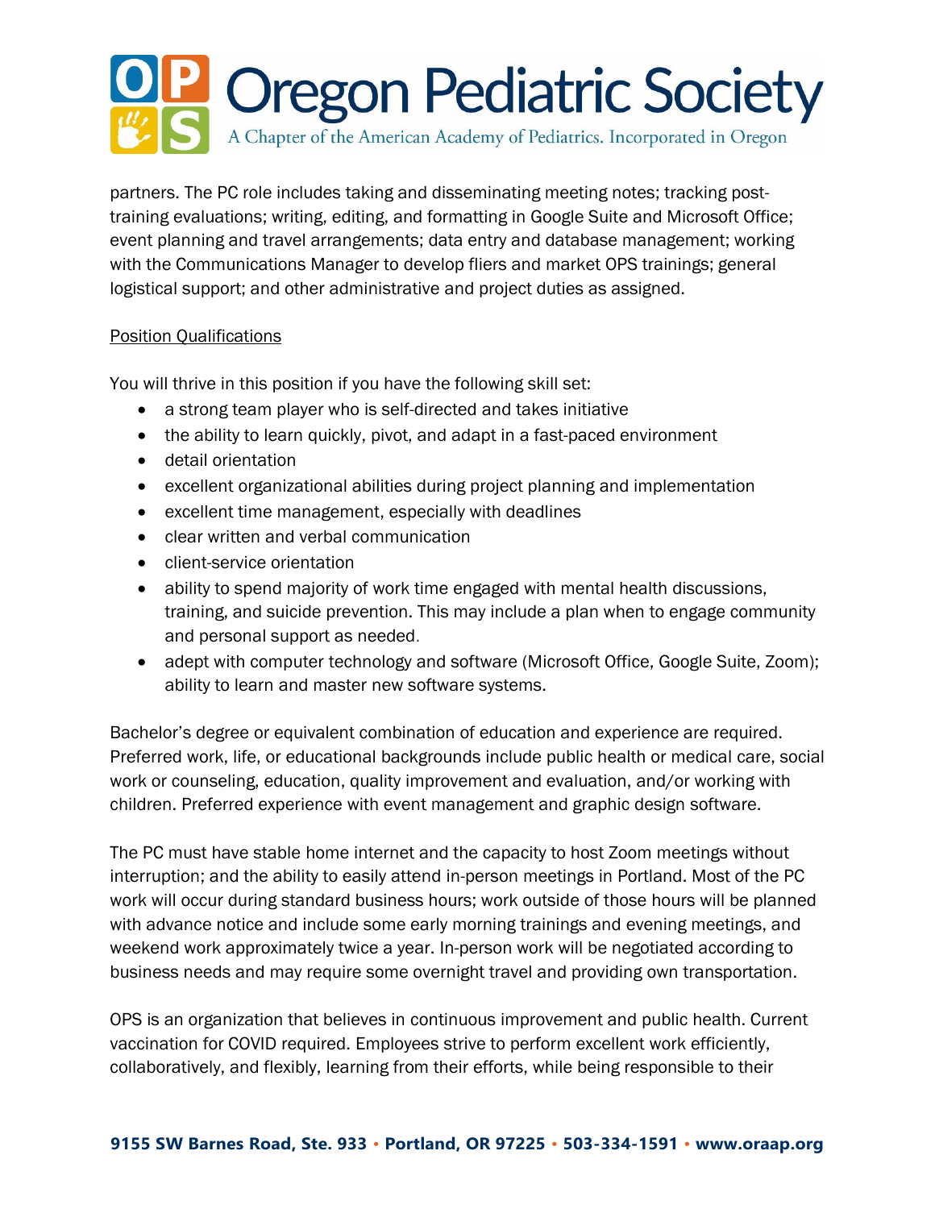partners. The PC role includes taking and disseminating meeting notes; tracking post-training evaluations; writing, editing, and formatting in Google Suite and Microsoft Office; event planning and travel arrangements; data entry and database management; working with the Communications Manager to develop fliers and market OPS trainings; general logistical support; and other administrative and project duties as assigned.

Position Qualifications

You will thrive in this position if you have the following skill set:

- a strong team player who is self-directed and takes initiative
- the ability to learn quickly, pivot, and adapt in a fast-paced environment
- detail orientation
- excellent organizational abilities during project planning and implementation
- excellent time management, especially with deadlines
- clear written and verbal communication
- client-service orientation
- ability to spend majority of work time engaged with mental health discussions, training, and suicide prevention. This may include a plan when to engage community and personal support as needed.
- adept with computer technology and software (Microsoft Office, Google Suite, Zoom); ability to learn and master new software systems.

Bachelor's degree or equivalent combination of education and experience are required. Preferred work, life, or educational backgrounds include public health or medical care, social work or counseling, education, quality improvement and evaluation, and/or working with children. Preferred experience with event management and graphic design software.

The PC must have stable home internet and the capacity to host Zoom meetings without interruption; and the ability to easily attend in-person meetings in Portland. Most of the PC work will occur during standard business hours; work outside of those hours will be planned with advance notice and include some early morning trainings and evening meetings, and weekend work approximately twice a year. In-person work will be negotiated according to business needs and may require some overnight travel and providing own transportation.

OPS is an organization that believes in continuous improvement and public health. Current vaccination for COVID required. Employees strive to perform excellent work efficiently, collaboratively, and flexibly, learning from their efforts, while being responsible to their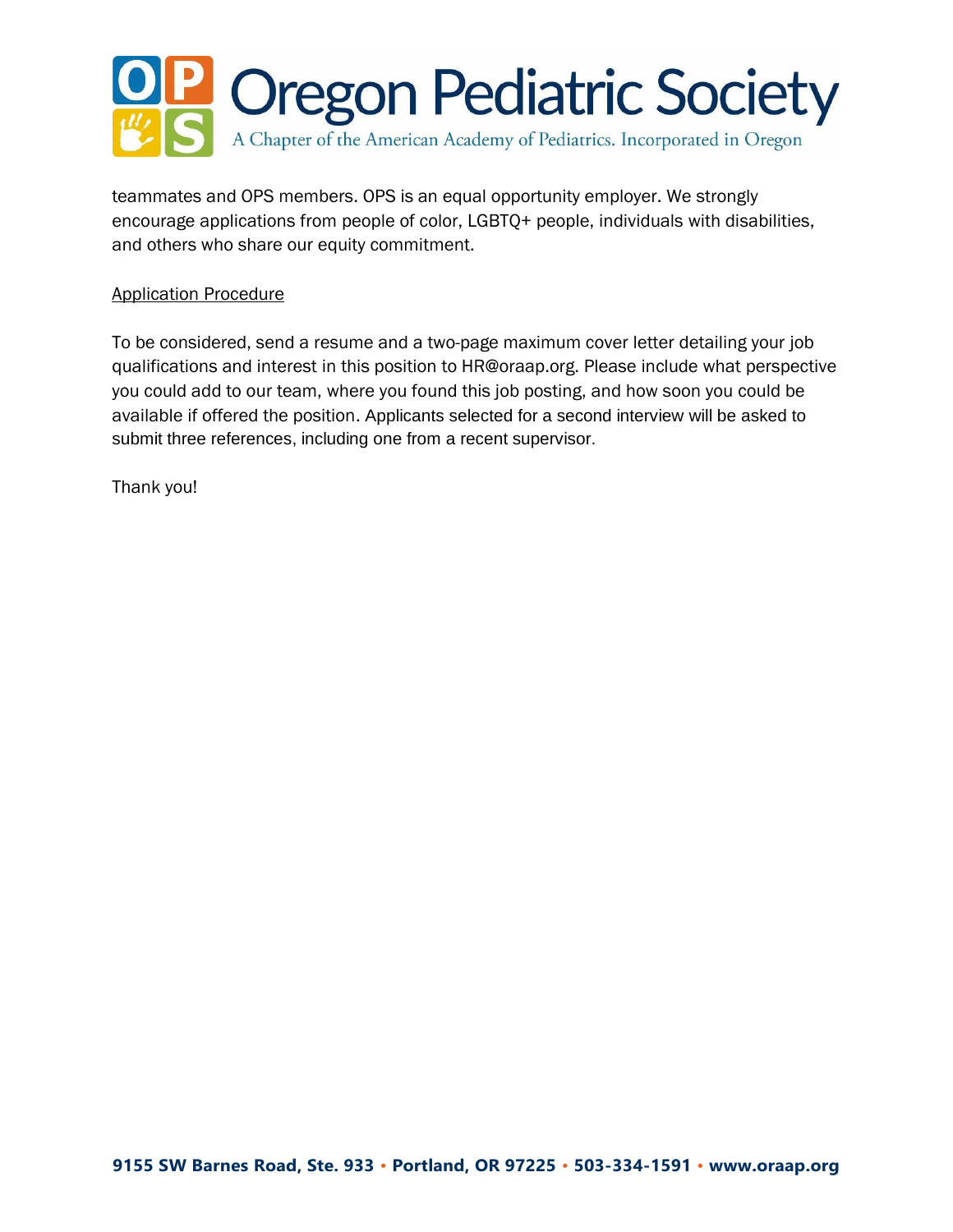teammates and OPS members. OPS is an equal opportunity employer. We strongly encourage applications from people of color, LGBTQ+ people, individuals with disabilities, and others who share our equity commitment.

Application Procedure

To be considered, send a resume and a two-page maximum cover letter detailing your job qualifications and interest in this position to HR@oraap.org. Please include what perspective you could add to our team, where you found this job posting, and how soon you could be available if offered the position. Applicants selected for a second interview will be asked to submit three references, including one from a recent supervisor.

Thank you!